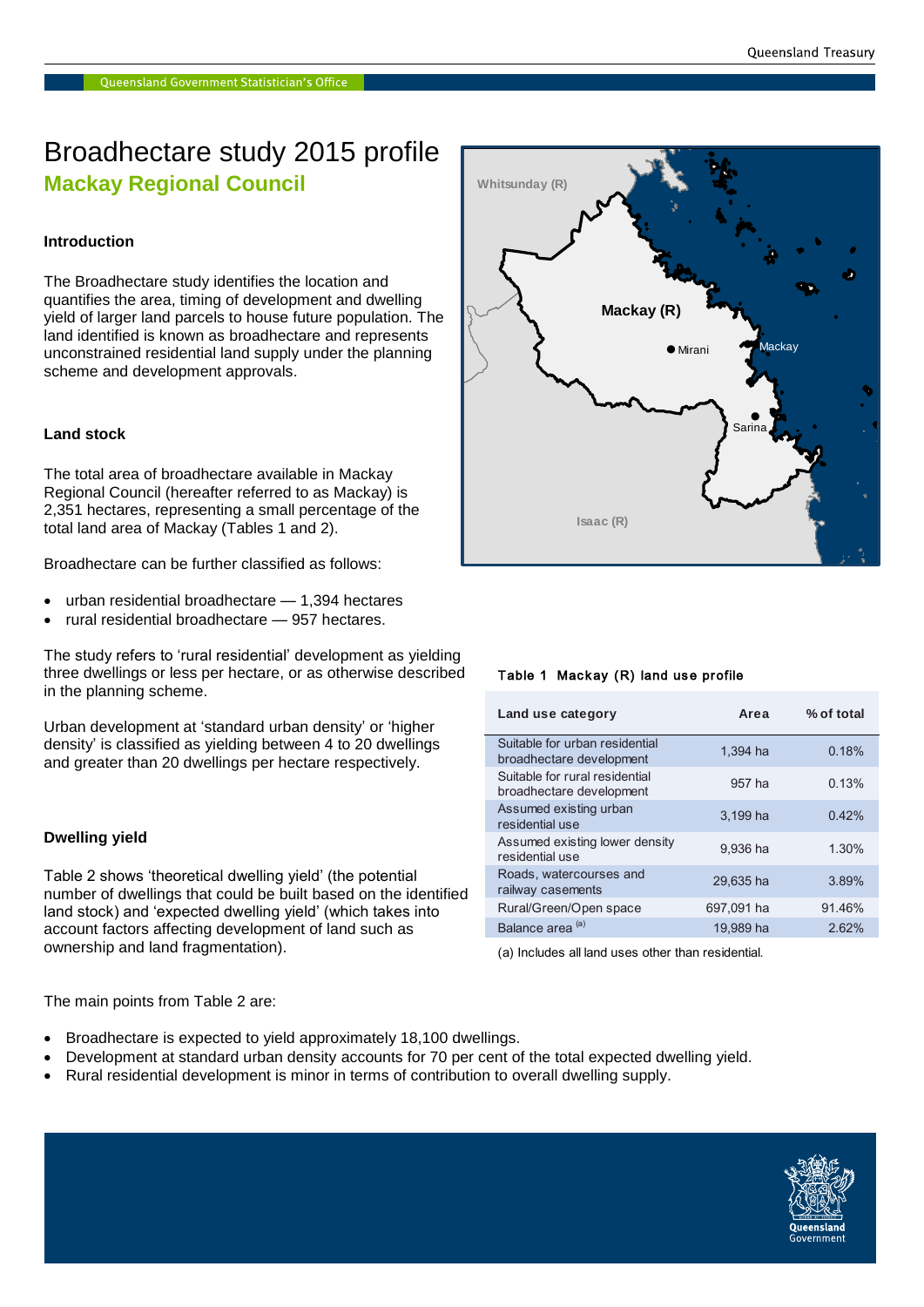# Broadhectare study 2015 profile

## Mackay Regional Council

### Introduction

The Broadhectare study identifies the location and quantifies the area, timing of development and dwelling yield of larger land parcels to house future population. The land identified is known as broadhectare and represents unconstrained residential land supply under the planning scheme and development approvals.

### Land stock

The total area of broadhectare available in Mackay Regional Council (hereafter referred to as Mackay) is 2,351 hectares, representing a small percentage of the total land area of Mackay (Tables 1 and 2).

Broadhectare can be further classified as follows:

- urban residential broadhectare — 1,394 hectares
- rural residential broadhectare — 957 hectares.

The study refers to 'rural residential' development as yielding three dwellings or less per hectare, or as otherwise described in the planning scheme.

Urban development at 'standard urban density' or 'higher density' is classified as yielding between 4 to 20 dwellings and greater than 20 dwellings per hectare respectively.

### Dwelling yield

Table 2 shows 'theoretical dwelling yield' (the potential number of dwellings that could be built based on the identified land stock) and 'expected dwelling yield' (which takes into account factors affecting development of land such as ownership and land fragmentation).

The main points from Table 2 are:

- Broadhectare is expected to yield approximately 18,100 dwellings.
- Development at standard urban density accounts for 70 per cent of the total expected dwelling yield.
- Rural residential development is minor in terms of contribution to overall dwelling supply.

**Table 1 Mackay (R) land use profile**

| Land use category | Area | % of total |
|---|---|---|
| Suitable for urban residential broadhectare development | 1,394 ha | 0.18% |
| Suitable for rural residential broadhectare development | 957 ha | 0.13% |
| Assumed existing urban residential use | 3,199 ha | 0.42% |
| Assumed existing lower density residential use | 9,936 ha | 1.30% |
| Roads, watercourses and railway casements | 29,635 ha | 3.89% |
| Rural/Green/Open space | 697,091 ha | 91.46% |
| Balance area [(a)] | 19,989 ha | 2.62% |

(a) Includes all land uses other than residential.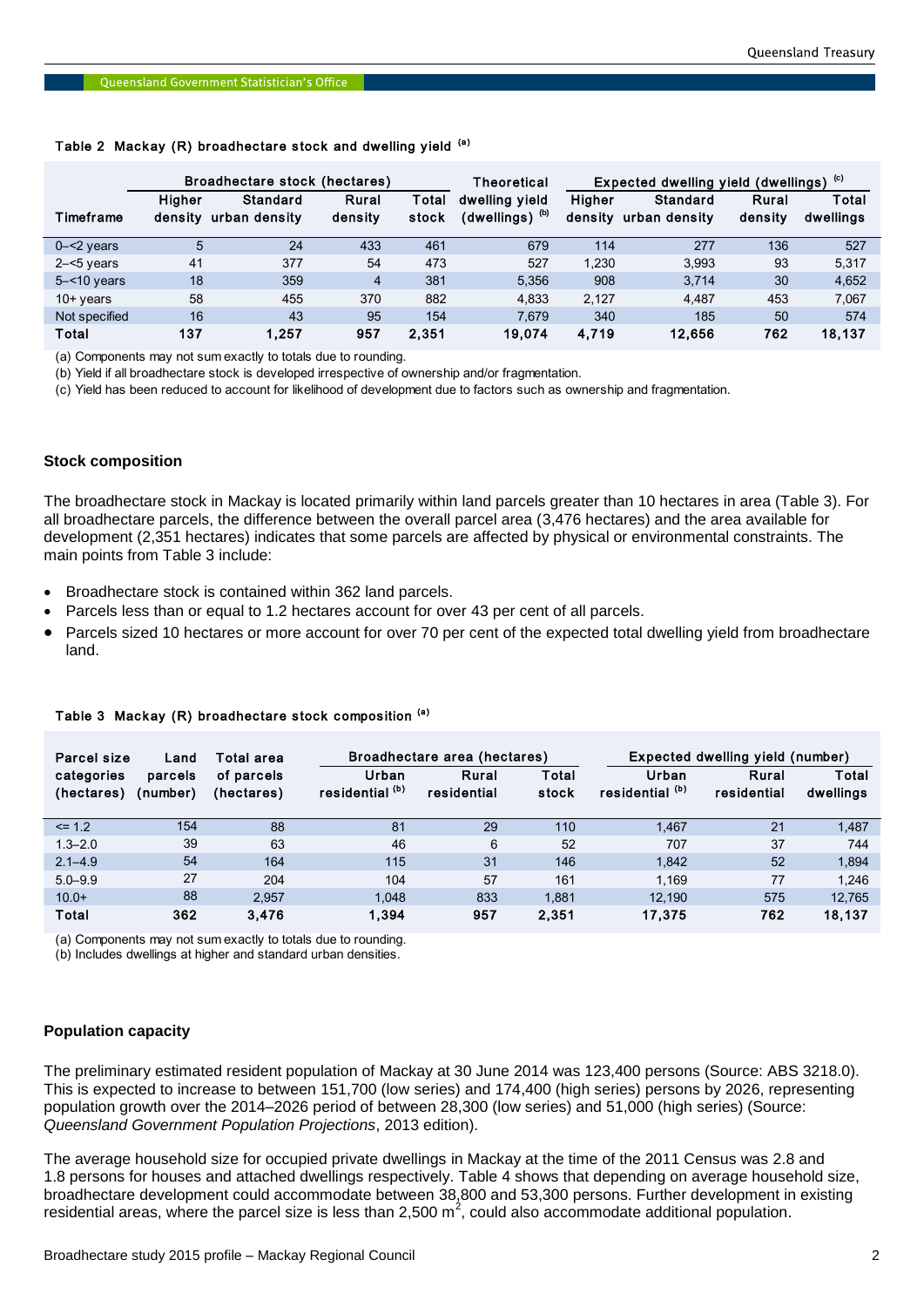**Table 2 Mackay (R) broadhectare stock and dwelling yield [(a)]**

| Timeframe | Broadhectare stock (hectares) | | | | Theoretical dwelling yield (dwellings) [(b)] | Expected dwelling yield (dwellings) [(c)] | | | |
|---|---|---|---|---|---|---|---|---|---|
| | Higher density | Standard urban density | Rural density | Total stock | | Higher density | Standard urban density | Rural density | Total dwellings |
| 0–<2 years | 5 | 24 | 433 | 461 | 679 | 114 | 277 | 136 | 527 |
| 2–<5 years | 41 | 377 | 54 | 473 | 527 | 1,230 | 3,993 | 93 | 5,317 |
| 5–<10 years | 18 | 359 | 4 | 381 | 5,356 | 908 | 3,714 | 30 | 4,652 |
| 10+ years | 58 | 455 | 370 | 882 | 4,833 | 2,127 | 4,487 | 453 | 7,067 |
| Not specified | 16 | 43 | 95 | 154 | 7,679 | 340 | 185 | 50 | 574 |
| **Total** | **137** | **1,257** | **957** | **2,351** | **19,074** | **4,719** | **12,656** | **762** | **18,137** |

(a) Components may not sum exactly to totals due to rounding.
(b) Yield if all broadhectare stock is developed irrespective of ownership and/or fragmentation.
(c) Yield has been reduced to account for likelihood of development due to factors such as ownership and fragmentation.

### Stock composition

The broadhectare stock in Mackay is located primarily within land parcels greater than 10 hectares in area (Table 3). For all broadhectare parcels, the difference between the overall parcel area (3,476 hectares) and the area available for development (2,351 hectares) indicates that some parcels are affected by physical or environmental constraints. The main points from Table 3 include:

- Broadhectare stock is contained within 362 land parcels.
- Parcels less than or equal to 1.2 hectares account for over 43 per cent of all parcels.
- Parcels sized 10 hectares or more account for over 70 per cent of the expected total dwelling yield from broadhectare land.

**Table 3 Mackay (R) broadhectare stock composition [(a)]**

| Parcel size categories (hectares) | Land parcels (number) | Total area of parcels (hectares) | Broadhectare area (hectares) | | | Expected dwelling yield (number) | | |
|---|---|---|---|---|---|---|---|---|
| | | | Urban residential [(b)] | Rural residential | Total stock | Urban residential [(b)] | Rural residential | Total dwellings |
| <= 1.2 | 154 | 88 | 81 | 29 | 110 | 1,467 | 21 | 1,487 |
| 1.3–2.0 | 39 | 63 | 46 | 6 | 52 | 707 | 37 | 744 |
| 2.1–4.9 | 54 | 164 | 115 | 31 | 146 | 1,842 | 52 | 1,894 |
| 5.0–9.9 | 27 | 204 | 104 | 57 | 161 | 1,169 | 77 | 1,246 |
| 10.0+ | 88 | 2,957 | 1,048 | 833 | 1,881 | 12,190 | 575 | 12,765 |
| **Total** | **362** | **3,476** | **1,394** | **957** | **2,351** | **17,375** | **762** | **18,137** |

(a) Components may not sum exactly to totals due to rounding.
(b) Includes dwellings at higher and standard urban densities.

### Population capacity

The preliminary estimated resident population of Mackay at 30 June 2014 was 123,400 persons (Source: ABS 3218.0). This is expected to increase to between 151,700 (low series) and 174,400 (high series) persons by 2026, representing population growth over the 2014–2026 period of between 28,300 (low series) and 51,000 (high series) (Source: *Queensland Government Population Projections*, 2013 edition).

The average household size for occupied private dwellings in Mackay at the time of the 2011 Census was 2.8 and 1.8 persons for houses and attached dwellings respectively. Table 4 shows that depending on average household size, broadhectare development could accommodate between 38,800 and 53,300 persons. Further development in existing residential areas, where the parcel size is less than 2,500 $m^2$, could also accommodate additional population.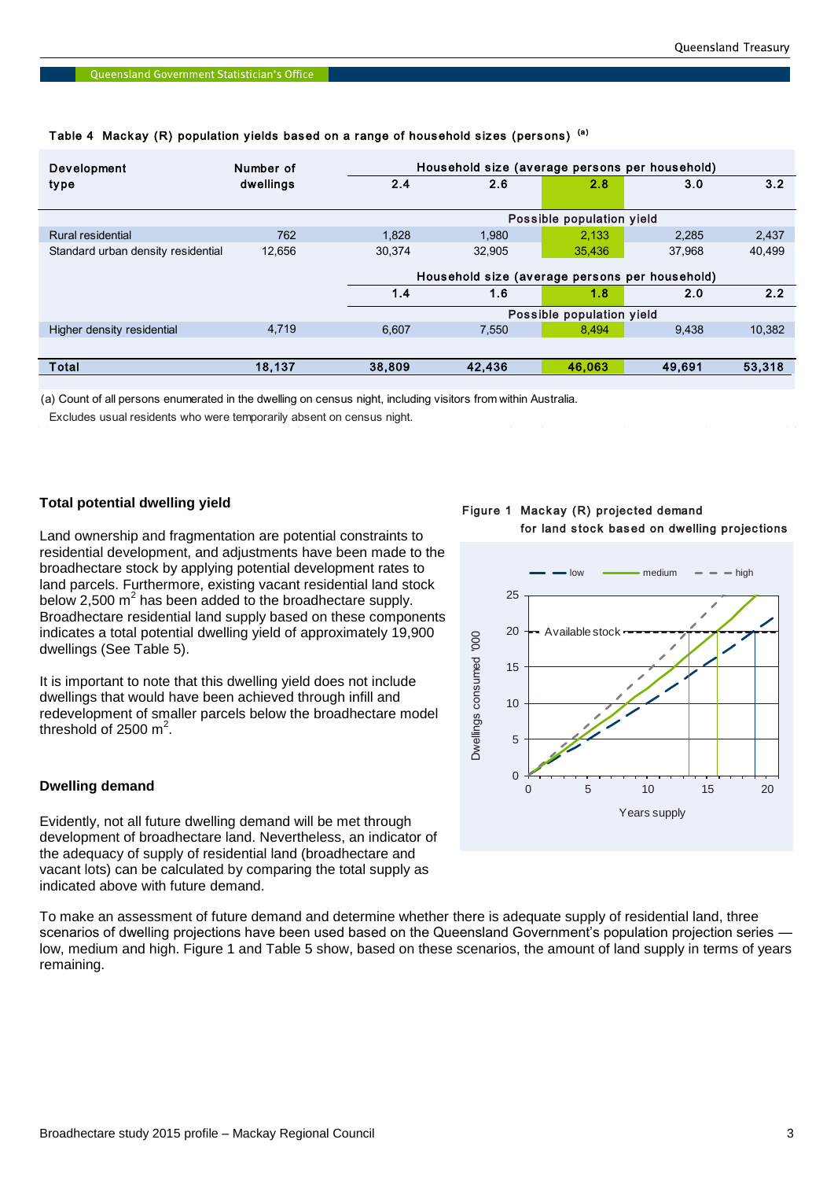Table 4 Mackay (R) population yields based on a range of household sizes (persons) [(a)]

| Development type | Number of dwellings | Household size (average persons per household) | | | | |
|---|---|---|---|---|---|---|
| | | 2.4 | 2.6 | 2.8 | 3.0 | 3.2 |
| | | Possible population yield | | | | |
| Rural residential | 762 | 1,828 | 1,980 | 2,133 | 2,285 | 2,437 |
| Standard urban density residential | 12,656 | 30,374 | 32,905 | 35,436 | 37,968 | 40,499 |
| | | Household size (average persons per household) | | | | |
| | | 1.4 | 1.6 | 1.8 | 2.0 | 2.2 |
| | | Possible population yield | | | | |
| Higher density residential | 4,719 | 6,607 | 7,550 | 8,494 | 9,438 | 10,382 |
| **Total** | **18,137** | **38,809** | **42,436** | **46,063** | **49,691** | **53,318** |

(a) Count of all persons enumerated in the dwelling on census night, including visitors from within Australia. Excludes usual residents who were temporarily absent on census night.

### Total potential dwelling yield

Land ownership and fragmentation are potential constraints to residential development, and adjustments have been made to the broadhectare stock by applying potential development rates to land parcels. Furthermore, existing vacant residential land stock below 2,500 $m^2$ has been added to the broadhectare supply. Broadhectare residential land supply based on these components indicates a total potential dwelling yield of approximately 19,900 dwellings (See Table 5).

It is important to note that this dwelling yield does not include dwellings that would have been achieved through infill and redevelopment of smaller parcels below the broadhectare model threshold of 2500 $m^2$.

### Dwelling demand

Evidently, not all future dwelling demand will be met through development of broadhectare land. Nevertheless, an indicator of the adequacy of supply of residential land (broadhectare and vacant lots) can be calculated by comparing the total supply as indicated above with future demand.

Figure 1 Mackay (R) projected demand for land stock based on dwelling projections

To make an assessment of future demand and determine whether there is adequate supply of residential land, three scenarios of dwelling projections have been used based on the Queensland Government's population projection series — low, medium and high. Figure 1 and Table 5 show, based on these scenarios, the amount of land supply in terms of years remaining.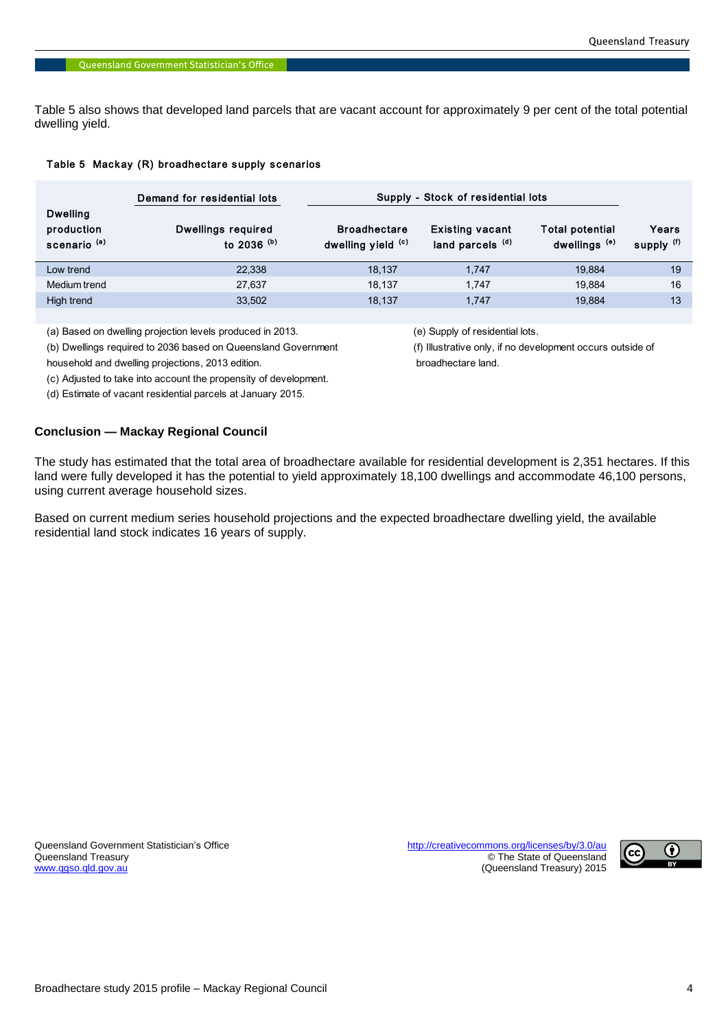Table 5 also shows that developed land parcels that are vacant account for approximately 9 per cent of the total potential dwelling yield.

**Table 5 Mackay (R) broadhectare supply scenarios**

| Dwelling production scenario [a] | Demand for residential lots | Supply - Stock of residential lots | | | |
|---|---|---|---|---|---|
| | Dwellings required to 2036 [b] | Broadhectare dwelling yield [c] | Existing vacant land parcels [d] | Total potential dwellings [e] | Years supply [f] |
| Low trend | 22,338 | 18,137 | 1,747 | 19,884 | 19 |
| Medium trend | 27,637 | 18,137 | 1,747 | 19,884 | 16 |
| High trend | 33,502 | 18,137 | 1,747 | 19,884 | 13 |

(a) Based on dwelling projection levels produced in 2013.

(b) Dwellings required to 2036 based on Queensland Government household and dwelling projections, 2013 edition.

(c) Adjusted to take into account the propensity of development.

(d) Estimate of vacant residential parcels at January 2015.

(e) Supply of residential lots.

(f) Illustrative only, if no development occurs outside of broadhectare land.

## Conclusion — Mackay Regional Council

The study has estimated that the total area of broadhectare available for residential development is 2,351 hectares. If this land were fully developed it has the potential to yield approximately 18,100 dwellings and accommodate 46,100 persons, using current average household sizes.

Based on current medium series household projections and the expected broadhectare dwelling yield, the available residential land stock indicates 16 years of supply.

Queensland Government Statistician's Office
Queensland Treasury
www.qgso.qld.gov.au

http://creativecommons.org/licenses/by/3.0/au
© The State of Queensland
(Queensland Treasury) 2015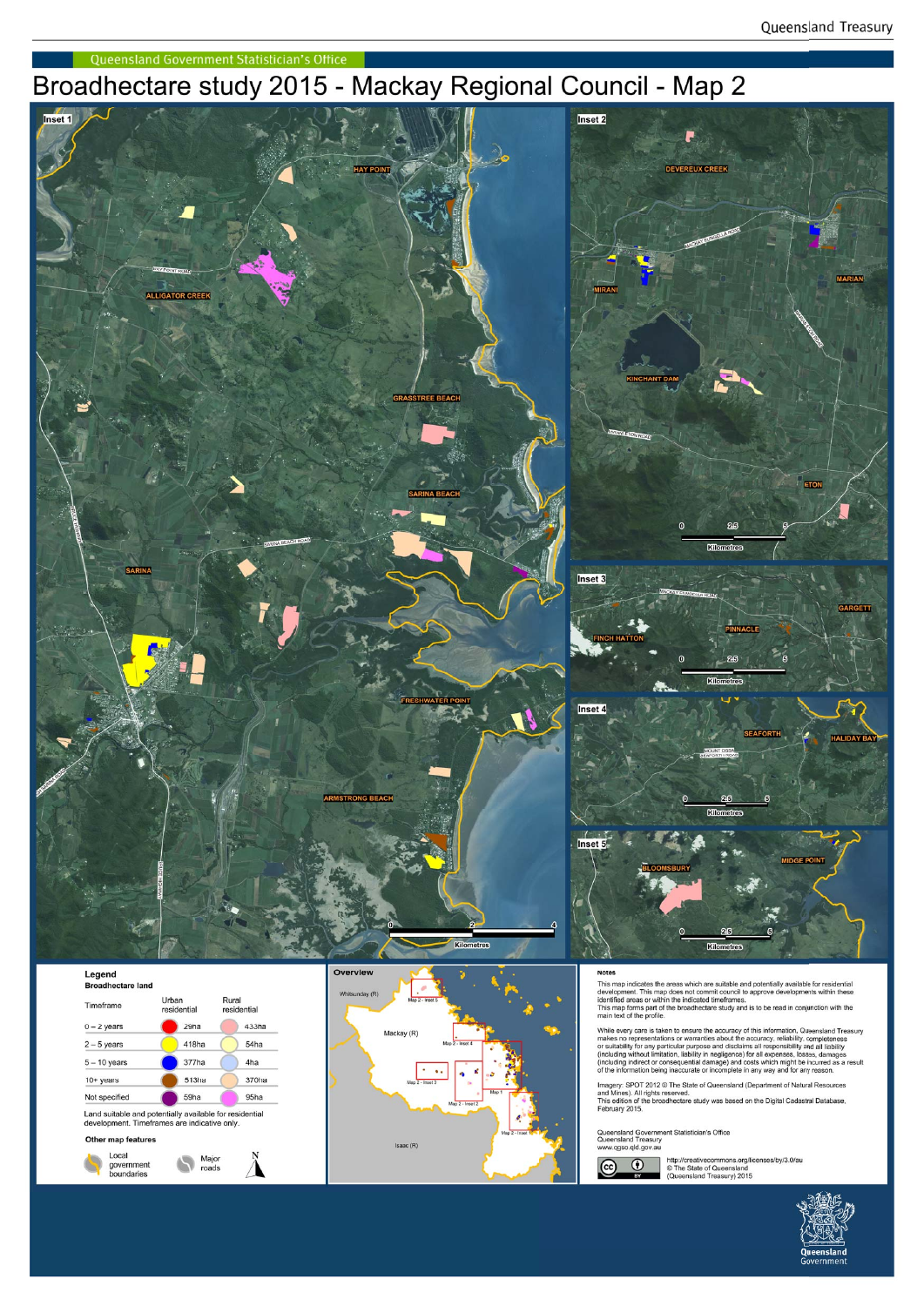Queensland Government Statistician's Office

# Broadhectare study 2015 - Mackay Regional Council - Map 2

Inset 1

HAY POINT

ALLIGATOR CREEK

GRASSTREE BEACH

SARINA BEACH

SARINA BEACH ROAD

SARINA

FRESHWATER POINT

ARMSTRONG BEACH

0 2 4

Kilometres

Inset 2

DEVEREUX CREEK

MIRANI

MARIAN

KINCHANT DAM

ETON

0 2.5 5

Kilometres

Inset 3

GARGETT

PINNACLE

FINCH HATTON

0 2.5 5

Kilometres

Inset 4

SEAFORTH

HALIDAY BAY

0 2.5 5

Kilometres

Inset 5

BLOOMSBURY

MIDGE POINT

0 2.5 5

Kilometres

**Legend**

**Broadhectare land**

| Timeframe | Urban residential | Rural residential |
|---|---|---|
| 0 – 2 years | 29ha | 433ha |
| 2 – 5 years | 418ha | 54ha |
| 5 – 10 years | 377ha | 4ha |
| 10+ years | 513ha | 370ha |
| Not specified | 59ha | 95ha |

Land suitable and potentially available for residential development. Timeframes are indicative only.

**Other map features**

Local government boundaries

Major roads

N

**Overview**

Whitsunday (R)

Mackay (R)

Isaac (R)

Map 2 - Inset 5

Map 2 - Inset 4

Map 2 - Inset 3

Map 2 - Inset 2

Map 1

Map 2 - Inset 1

**Notes**

This map indicates the areas which are suitable and potentially available for residential development. This map does not commit council to approve developments within these identified areas or within the indicated timeframes.
This map forms part of the broadhectare study and is to be read in conjunction with the main text of the profile.

While every care is taken to ensure the accuracy of this information, Queensland Treasury makes no representations or warranties about the accuracy, reliability, completeness or suitability for any particular purpose and disclaims all responsibility and all liability (including without limitation, liability in negligence) for all expenses, losses, damages (including indirect or consequential damage) and costs which might be incurred as a result of the information being inaccurate or incomplete in any way and for any reason.

Imagery: SPOT 2012 © The State of Queensland (Department of Natural Resources and Mines). All rights reserved.
This edition of the broadhectare study was based on the Digital Cadastral Database, February 2015.

Queensland Government Statistician's Office
Queensland Treasury
www.qgso.qld.gov.au

http://creativecommons.org/licenses/by/3.0/au
© The State of Queensland
(Queensland Treasury) 2015